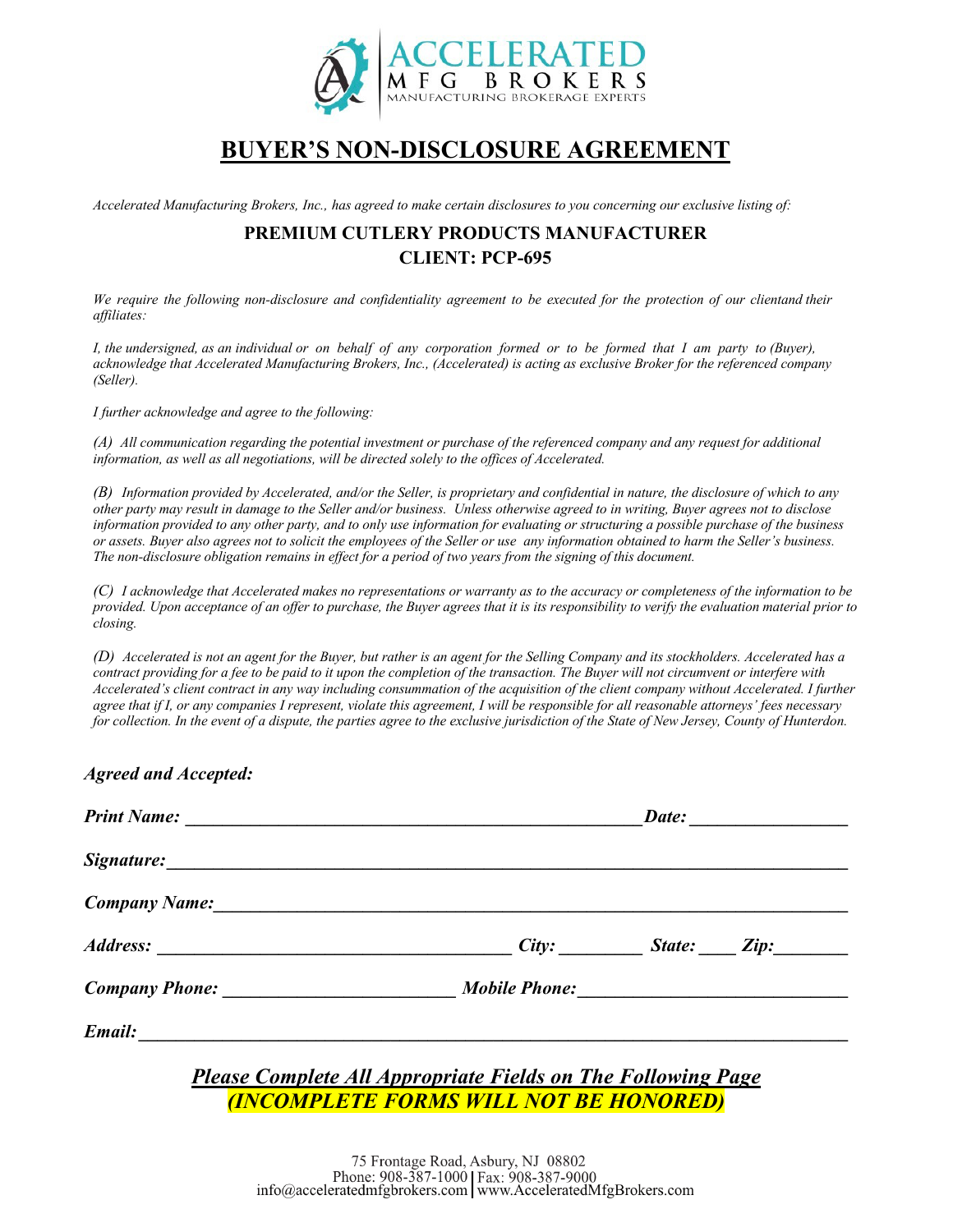ACCELERATED MFG BROKERS
MANUFACTURING BROKERAGE EXPERTS

# BUYER'S NON-DISCLOSURE AGREEMENT

*Accelerated Manufacturing Brokers, Inc., has agreed to make certain disclosures to you concerning our exclusive listing of:*

**PREMIUM CUTLERY PRODUCTS MANUFACTURER**
**CLIENT: PCP-695**

*We require the following non-disclosure and confidentiality agreement to be executed for the protection of our clientand their affiliates:*

*I, the undersigned, as an individual or on behalf of any corporation formed or to be formed that I am party to (Buyer), acknowledge that Accelerated Manufacturing Brokers, Inc., (Accelerated) is acting as exclusive Broker for the referenced company (Seller).*

*I further acknowledge and agree to the following:*

*(A) All communication regarding the potential investment or purchase of the referenced company and any request for additional information, as well as all negotiations, will be directed solely to the offices of Accelerated.*

*(B) Information provided by Accelerated, and/or the Seller, is proprietary and confidential in nature, the disclosure of which to any other party may result in damage to the Seller and/or business. Unless otherwise agreed to in writing, Buyer agrees not to disclose information provided to any other party, and to only use information for evaluating or structuring a possible purchase of the business or assets. Buyer also agrees not to solicit the employees of the Seller or use any information obtained to harm the Seller's business. The non-disclosure obligation remains in effect for a period of two years from the signing of this document.*

*(C) I acknowledge that Accelerated makes no representations or warranty as to the accuracy or completeness of the information to be provided. Upon acceptance of an offer to purchase, the Buyer agrees that it is its responsibility to verify the evaluation material prior to closing.*

*(D) Accelerated is not an agent for the Buyer, but rather is an agent for the Selling Company and its stockholders. Accelerated has a contract providing for a fee to be paid to it upon the completion of the transaction. The Buyer will not circumvent or interfere with Accelerated's client contract in any way including consummation of the acquisition of the client company without Accelerated. I further agree that if I, or any companies I represent, violate this agreement, I will be responsible for all reasonable attorneys' fees necessary for collection. In the event of a dispute, the parties agree to the exclusive jurisdiction of the State of New Jersey, County of Hunterdon.*

***Agreed and Accepted:***

***Print Name:*** ________________________________ ***Date:*** ______________

***Signature:*** ________________________________________________

***Company Name:*** ____________________________________________

***Address:*** ______________________ ***City:*** ________ ***State:*** ____ ***Zip:*** ________

***Company Phone:*** ____________________ ***Mobile Phone:*** ____________________

***Email:*** ___________________________________________________

***Please Complete All Appropriate Fields on The Following Page***
***(INCOMPLETE FORMS WILL NOT BE HONORED)***

75 Frontage Road, Asbury, NJ 08802
Phone: 908-387-1000 | Fax: 908-387-9000
info@acceleratedmfgbrokers.com | www.AcceleratedMfgBrokers.com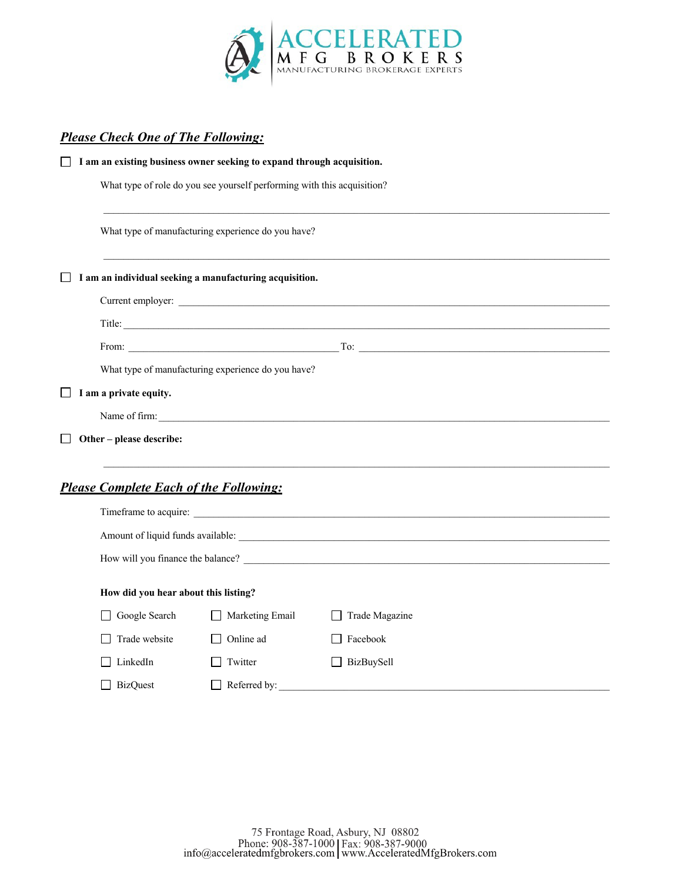ACCELERATED
MFG BROKERS
MANUFACTURING BROKERAGE EXPERTS

***Please Check One of The Following:***

☐ **I am an existing business owner seeking to expand through acquisition.**

What type of role do you see yourself performing with this acquisition?

\_\_\_\_\_\_\_\_\_\_\_\_\_\_\_\_\_\_\_\_\_\_\_\_\_\_\_\_\_\_\_\_\_\_\_\_\_\_\_\_\_\_\_\_

What type of manufacturing experience do you have?

\_\_\_\_\_\_\_\_\_\_\_\_\_\_\_\_\_\_\_\_\_\_\_\_\_\_\_\_\_\_\_\_\_\_\_\_\_\_\_\_\_\_\_\_

☐ **I am an individual seeking a manufacturing acquisition.**

Current employer: \_\_\_\_\_\_\_\_\_\_\_\_\_\_\_\_\_\_\_\_\_\_\_\_\_\_\_\_\_\_\_\_\_\_\_\_\_\_\_\_

Title: \_\_\_\_\_\_\_\_\_\_\_\_\_\_\_\_\_\_\_\_\_\_\_\_\_\_\_\_\_\_\_\_\_\_\_\_\_\_\_\_\_\_\_\_

From: \_\_\_\_\_\_\_\_\_\_\_\_\_\_\_\_\_\_\_\_ To: \_\_\_\_\_\_\_\_\_\_\_\_\_\_\_\_\_\_\_\_

What type of manufacturing experience do you have?

☐ **I am a private equity.**

Name of firm: \_\_\_\_\_\_\_\_\_\_\_\_\_\_\_\_\_\_\_\_\_\_\_\_\_\_\_\_\_\_\_\_\_\_\_\_\_\_\_\_

☐ **Other – please describe:**

\_\_\_\_\_\_\_\_\_\_\_\_\_\_\_\_\_\_\_\_\_\_\_\_\_\_\_\_\_\_\_\_\_\_\_\_\_\_\_\_\_\_\_\_

***Please Complete Each of the Following:***

Timeframe to acquire: \_\_\_\_\_\_\_\_\_\_\_\_\_\_\_\_\_\_\_\_\_\_\_\_\_\_\_\_\_\_\_\_\_\_\_\_\_\_\_\_

Amount of liquid funds available: \_\_\_\_\_\_\_\_\_\_\_\_\_\_\_\_\_\_\_\_\_\_\_\_\_\_\_\_\_\_\_\_\_\_

How will you finance the balance? \_\_\_\_\_\_\_\_\_\_\_\_\_\_\_\_\_\_\_\_\_\_\_\_\_\_\_\_\_\_\_\_\_\_

**How did you hear about this listing?**

| | | |
|---|---|---|
| ☐ Google Search | ☐ Marketing Email | ☐ Trade Magazine |
| ☐ Trade website | ☐ Online ad | ☐ Facebook |
| ☐ LinkedIn | ☐ Twitter | ☐ BizBuySell |
| ☐ BizQuest | ☐ Referred by: \_\_\_\_\_\_\_\_\_\_\_\_\_\_\_\_ | |

75 Frontage Road, Asbury, NJ 08802
Phone: 908-387-1000 | Fax: 908-387-9000
info@acceleratedmfgbrokers.com | www.AcceleratedMfgBrokers.com